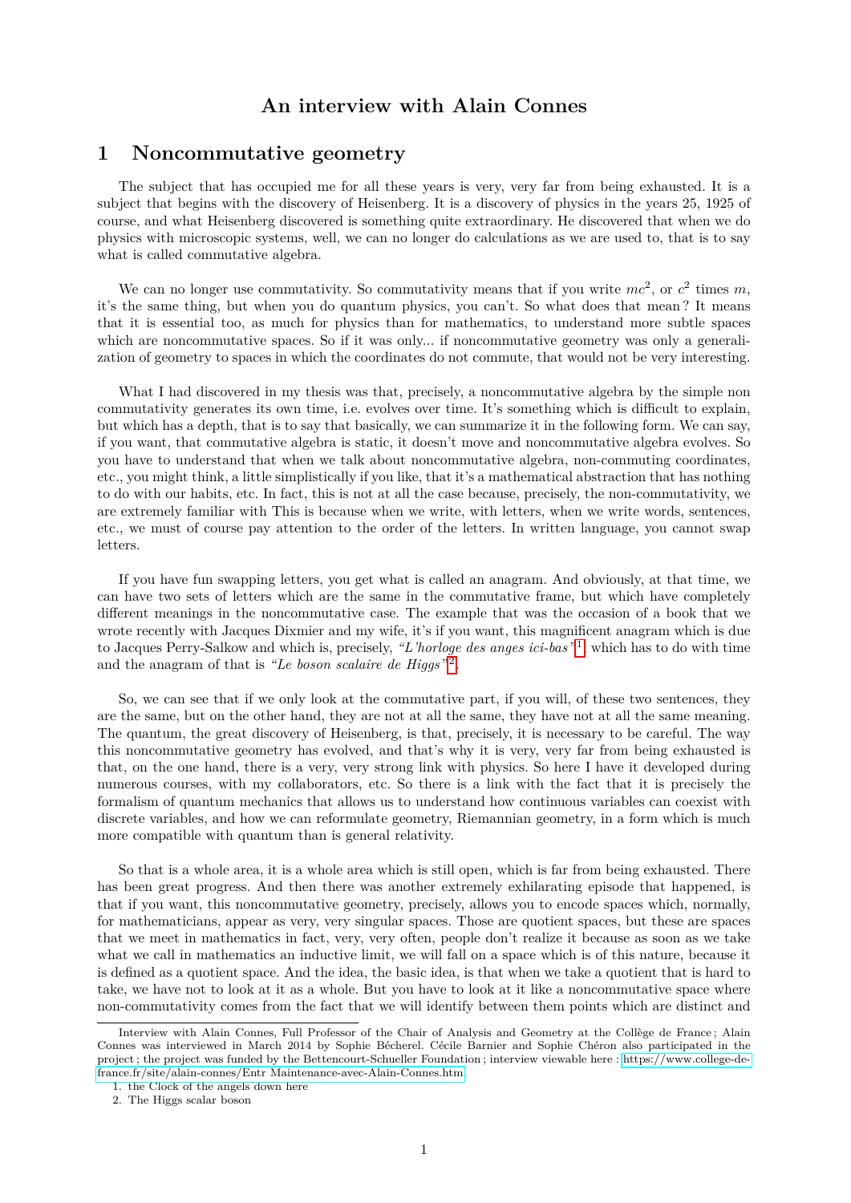# An interview with Alain Connes

## 1 Noncommutative geometry

The subject that has occupied me for all these years is very, very far from being exhausted. It is a subject that begins with the discovery of Heisenberg. It is a discovery of physics in the years 25, 1925 of course, and what Heisenberg discovered is something quite extraordinary. He discovered that when we do physics with microscopic systems, well, we can no longer do calculations as we are used to, that is to say what is called commutative algebra.

We can no longer use commutativity. So commutativity means that if you write $mc^2$, or $c^2$ times $m$, it's the same thing, but when you do quantum physics, you can't. So what does that mean ? It means that it is essential too, as much for physics than for mathematics, to understand more subtle spaces which are noncommutative spaces. So if it was only... if noncommutative geometry was only a generalization of geometry to spaces in which the coordinates do not commute, that would not be very interesting.

What I had discovered in my thesis was that, precisely, a noncommutative algebra by the simple non commutativity generates its own time, i.e. evolves over time. It's something which is difficult to explain, but which has a depth, that is to say that basically, we can summarize it in the following form. We can say, if you want, that commutative algebra is static, it doesn't move and noncommutative algebra evolves. So you have to understand that when we talk about noncommutative algebra, non-commuting coordinates, etc., you might think, a little simplistically if you like, that it's a mathematical abstraction that has nothing to do with our habits, etc. In fact, this is not at all the case because, precisely, the non-commutativity, we are extremely familiar with This is because when we write, with letters, when we write words, sentences, etc., we must of course pay attention to the order of the letters. In written language, you cannot swap letters.

If you have fun swapping letters, you get what is called an anagram. And obviously, at that time, we can have two sets of letters which are the same in the commutative frame, but which have completely different meanings in the noncommutative case. The example that was the occasion of a book that we wrote recently with Jacques Dixmier and my wife, it's if you want, this magnificent anagram which is due to Jacques Perry-Salkow and which is, precisely, *"L'horloge des anges ici-bas"*[1], which has to do with time and the anagram of that is *"Le boson scalaire de Higgs"*[2].

So, we can see that if we only look at the commutative part, if you will, of these two sentences, they are the same, but on the other hand, they are not at all the same, they have not at all the same meaning. The quantum, the great discovery of Heisenberg, is that, precisely, it is necessary to be careful. The way this noncommutative geometry has evolved, and that's why it is very, very far from being exhausted is that, on the one hand, there is a very, very strong link with physics. So here I have it developed during numerous courses, with my collaborators, etc. So there is a link with the fact that it is precisely the formalism of quantum mechanics that allows us to understand how continuous variables can coexist with discrete variables, and how we can reformulate geometry, Riemannian geometry, in a form which is much more compatible with quantum than is general relativity.

So that is a whole area, it is a whole area which is still open, which is far from being exhausted. There has been great progress. And then there was another extremely exhilarating episode that happened, is that if you want, this noncommutative geometry, precisely, allows you to encode spaces which, normally, for mathematicians, appear as very, very singular spaces. Those are quotient spaces, but these are spaces that we meet in mathematics in fact, very, very often, people don't realize it because as soon as we take what we call in mathematics an inductive limit, we will fall on a space which is of this nature, because it is defined as a quotient space. And the idea, the basic idea, is that when we take a quotient that is hard to take, we have not to look at it as a whole. But you have to look at it like a noncommutative space where non-commutativity comes from the fact that we will identify between them points which are distinct and

---

Interview with Alain Connes, Full Professor of the Chair of Analysis and Geometry at the Collège de France ; Alain Connes was interviewed in March 2014 by Sophie Bécherel. Cécile Barnier and Sophie Chéron also participated in the project ; the project was funded by the Bettencourt-Schueller Foundation ; interview viewable here : https://www.college-de-france.fr/site/alain-connes/Entr Maintenance-avec-Alain-Connes.htm

1. the Clock of the angels down here
2. The Higgs scalar boson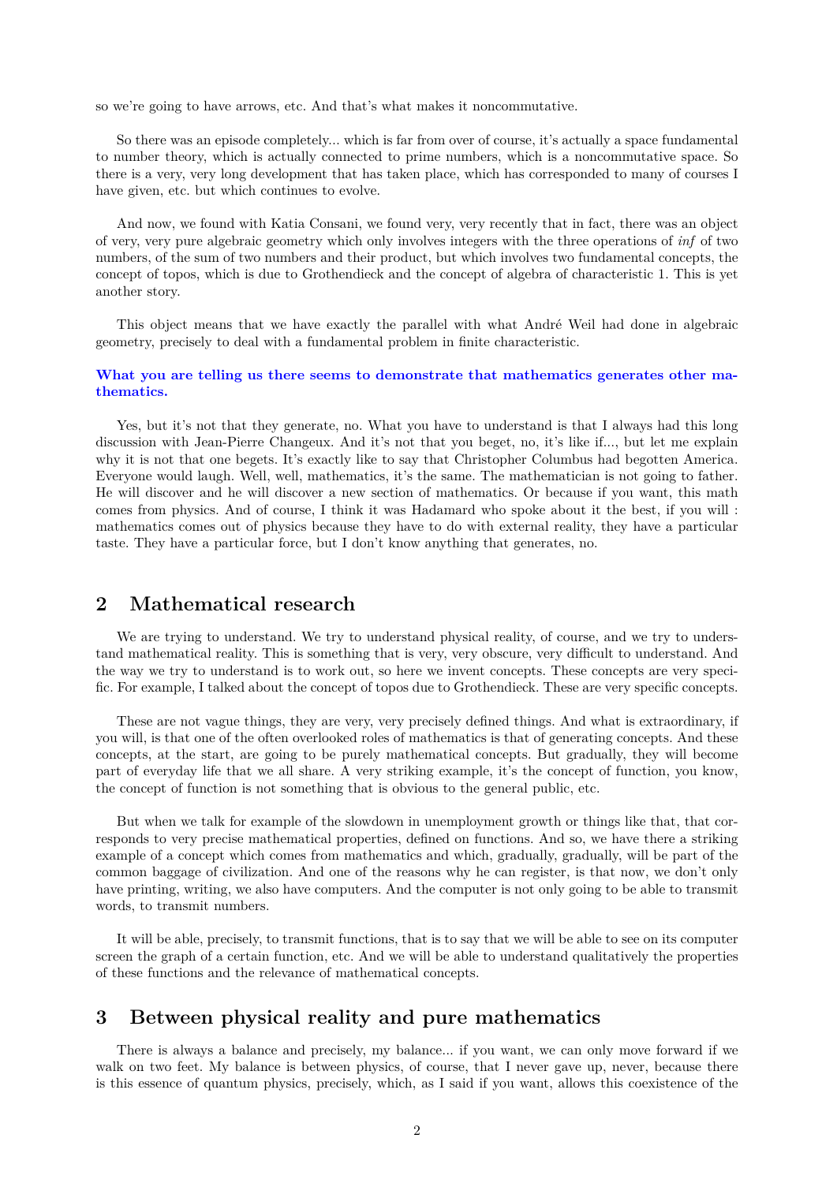so we're going to have arrows, etc. And that's what makes it noncommutative.

So there was an episode completely... which is far from over of course, it's actually a space fundamental to number theory, which is actually connected to prime numbers, which is a noncommutative space. So there is a very, very long development that has taken place, which has corresponded to many of courses I have given, etc. but which continues to evolve.

And now, we found with Katia Consani, we found very, very recently that in fact, there was an object of very, very pure algebraic geometry which only involves integers with the three operations of *inf* of two numbers, of the sum of two numbers and their product, but which involves two fundamental concepts, the concept of topos, which is due to Grothendieck and the concept of algebra of characteristic 1. This is yet another story.

This object means that we have exactly the parallel with what André Weil had done in algebraic geometry, precisely to deal with a fundamental problem in finite characteristic.

**What you are telling us there seems to demonstrate that mathematics generates other mathematics.**

Yes, but it's not that they generate, no. What you have to understand is that I always had this long discussion with Jean-Pierre Changeux. And it's not that you beget, no, it's like if..., but let me explain why it is not that one begets. It's exactly like to say that Christopher Columbus had begotten America. Everyone would laugh. Well, well, mathematics, it's the same. The mathematician is not going to father. He will discover and he will discover a new section of mathematics. Or because if you want, this math comes from physics. And of course, I think it was Hadamard who spoke about it the best, if you will : mathematics comes out of physics because they have to do with external reality, they have a particular taste. They have a particular force, but I don't know anything that generates, no.

## 2 Mathematical research

We are trying to understand. We try to understand physical reality, of course, and we try to understand mathematical reality. This is something that is very, very obscure, very difficult to understand. And the way we try to understand is to work out, so here we invent concepts. These concepts are very specific. For example, I talked about the concept of topos due to Grothendieck. These are very specific concepts.

These are not vague things, they are very, very precisely defined things. And what is extraordinary, if you will, is that one of the often overlooked roles of mathematics is that of generating concepts. And these concepts, at the start, are going to be purely mathematical concepts. But gradually, they will become part of everyday life that we all share. A very striking example, it's the concept of function, you know, the concept of function is not something that is obvious to the general public, etc.

But when we talk for example of the slowdown in unemployment growth or things like that, that corresponds to very precise mathematical properties, defined on functions. And so, we have there a striking example of a concept which comes from mathematics and which, gradually, gradually, will be part of the common baggage of civilization. And one of the reasons why he can register, is that now, we don't only have printing, writing, we also have computers. And the computer is not only going to be able to transmit words, to transmit numbers.

It will be able, precisely, to transmit functions, that is to say that we will be able to see on its computer screen the graph of a certain function, etc. And we will be able to understand qualitatively the properties of these functions and the relevance of mathematical concepts.

## 3 Between physical reality and pure mathematics

There is always a balance and precisely, my balance... if you want, we can only move forward if we walk on two feet. My balance is between physics, of course, that I never gave up, never, because there is this essence of quantum physics, precisely, which, as I said if you want, allows this coexistence of the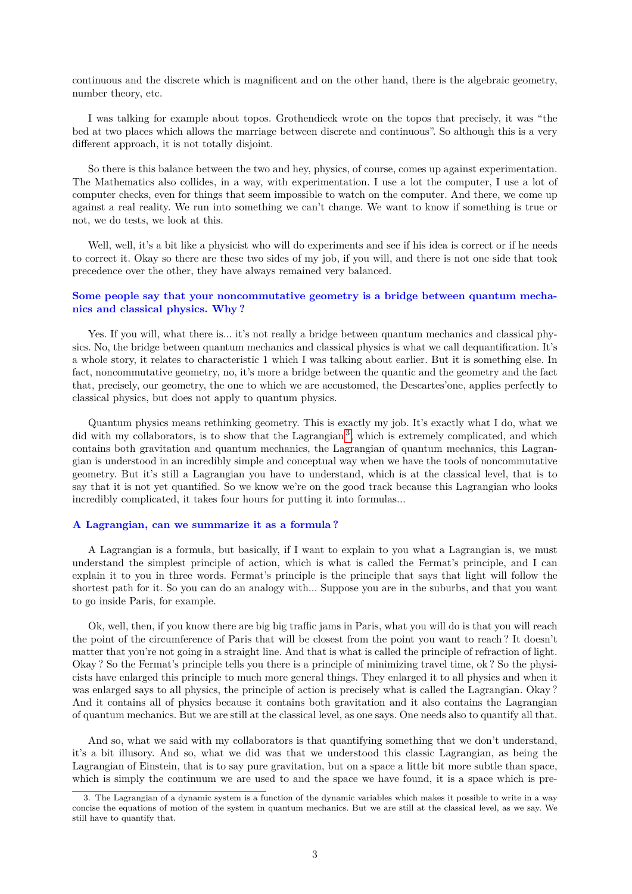continuous and the discrete which is magnificent and on the other hand, there is the algebraic geometry, number theory, etc.

I was talking for example about topos. Grothendieck wrote on the topos that precisely, it was "the bed at two places which allows the marriage between discrete and continuous". So although this is a very different approach, it is not totally disjoint.

So there is this balance between the two and hey, physics, of course, comes up against experimentation. The Mathematics also collides, in a way, with experimentation. I use a lot the computer, I use a lot of computer checks, even for things that seem impossible to watch on the computer. And there, we come up against a real reality. We run into something we can't change. We want to know if something is true or not, we do tests, we look at this.

Well, well, it's a bit like a physicist who will do experiments and see if his idea is correct or if he needs to correct it. Okay so there are these two sides of my job, if you will, and there is not one side that took precedence over the other, they have always remained very balanced.

### Some people say that your noncommutative geometry is a bridge between quantum mechanics and classical physics. Why ?

Yes. If you will, what there is... it's not really a bridge between quantum mechanics and classical physics. No, the bridge between quantum mechanics and classical physics is what we call dequantification. It's a whole story, it relates to characteristic 1 which I was talking about earlier. But it is something else. In fact, noncommutative geometry, no, it's more a bridge between the quantic and the geometry and the fact that, precisely, our geometry, the one to which we are accustomed, the Descartes'one, applies perfectly to classical physics, but does not apply to quantum physics.

Quantum physics means rethinking geometry. This is exactly my job. It's exactly what I do, what we did with my collaborators, is to show that the Lagrangian[3], which is extremely complicated, and which contains both gravitation and quantum mechanics, the Lagrangian of quantum mechanics, this Lagrangian is understood in an incredibly simple and conceptual way when we have the tools of noncommutative geometry. But it's still a Lagrangian you have to understand, which is at the classical level, that is to say that it is not yet quantified. So we know we're on the good track because this Lagrangian who looks incredibly complicated, it takes four hours for putting it into formulas...

### A Lagrangian, can we summarize it as a formula ?

A Lagrangian is a formula, but basically, if I want to explain to you what a Lagrangian is, we must understand the simplest principle of action, which is what is called the Fermat's principle, and I can explain it to you in three words. Fermat's principle is the principle that says that light will follow the shortest path for it. So you can do an analogy with... Suppose you are in the suburbs, and that you want to go inside Paris, for example.

Ok, well, then, if you know there are big big traffic jams in Paris, what you will do is that you will reach the point of the circumference of Paris that will be closest from the point you want to reach ? It doesn't matter that you're not going in a straight line. And that is what is called the principle of refraction of light. Okay ? So the Fermat's principle tells you there is a principle of minimizing travel time, ok ? So the physicists have enlarged this principle to much more general things. They enlarged it to all physics and when it was enlarged says to all physics, the principle of action is precisely what is called the Lagrangian. Okay ? And it contains all of physics because it contains both gravitation and it also contains the Lagrangian of quantum mechanics. But we are still at the classical level, as one says. One needs also to quantify all that.

And so, what we said with my collaborators is that quantifying something that we don't understand, it's a bit illusory. And so, what we did was that we understood this classic Lagrangian, as being the Lagrangian of Einstein, that is to say pure gravitation, but on a space a little bit more subtle than space, which is simply the continuum we are used to and the space we have found, it is a space which is pre-

---

[3] The Lagrangian of a dynamic system is a function of the dynamic variables which makes it possible to write in a way concise the equations of motion of the system in quantum mechanics. But we are still at the classical level, as we say. We still have to quantify that.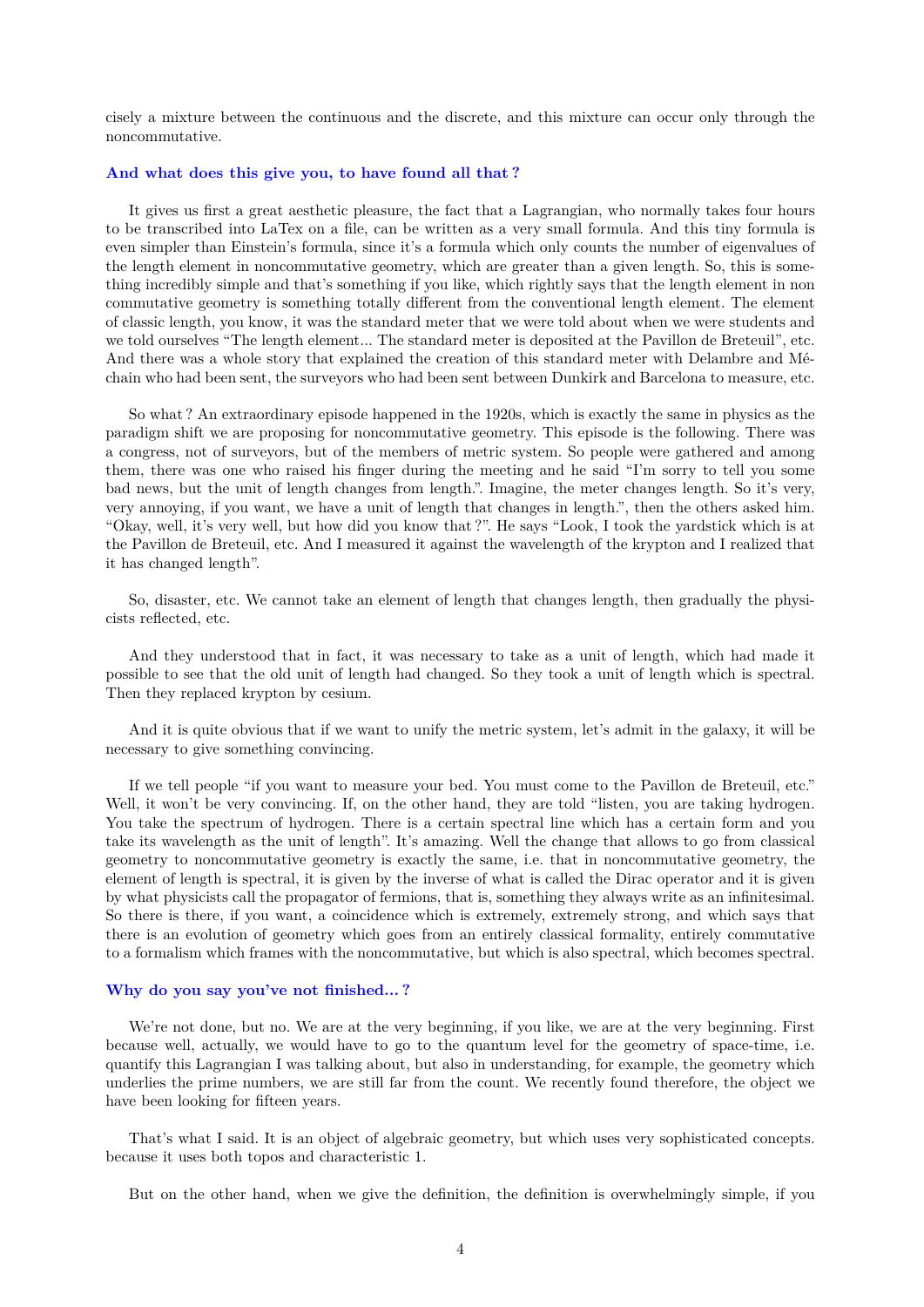cisely a mixture between the continuous and the discrete, and this mixture can occur only through the noncommutative.

**And what does this give you, to have found all that ?**

It gives us first a great aesthetic pleasure, the fact that a Lagrangian, who normally takes four hours to be transcribed into LaTex on a file, can be written as a very small formula. And this tiny formula is even simpler than Einstein's formula, since it's a formula which only counts the number of eigenvalues of the length element in noncommutative geometry, which are greater than a given length. So, this is something incredibly simple and that's something if you like, which rightly says that the length element in non commutative geometry is something totally different from the conventional length element. The element of classic length, you know, it was the standard meter that we were told about when we were students and we told ourselves "The length element... The standard meter is deposited at the Pavillon de Breteuil", etc. And there was a whole story that explained the creation of this standard meter with Delambre and Méchain who had been sent, the surveyors who had been sent between Dunkirk and Barcelona to measure, etc.

So what ? An extraordinary episode happened in the 1920s, which is exactly the same in physics as the paradigm shift we are proposing for noncommutative geometry. This episode is the following. There was a congress, not of surveyors, but of the members of metric system. So people were gathered and among them, there was one who raised his finger during the meeting and he said "I'm sorry to tell you some bad news, but the unit of length changes from length.". Imagine, the meter changes length. So it's very, very annoying, if you want, we have a unit of length that changes in length.", then the others asked him. "Okay, well, it's very well, but how did you know that ?". He says "Look, I took the yardstick which is at the Pavillon de Breteuil, etc. And I measured it against the wavelength of the krypton and I realized that it has changed length".

So, disaster, etc. We cannot take an element of length that changes length, then gradually the physicists reflected, etc.

And they understood that in fact, it was necessary to take as a unit of length, which had made it possible to see that the old unit of length had changed. So they took a unit of length which is spectral. Then they replaced krypton by cesium.

And it is quite obvious that if we want to unify the metric system, let's admit in the galaxy, it will be necessary to give something convincing.

If we tell people "if you want to measure your bed. You must come to the Pavillon de Breteuil, etc." Well, it won't be very convincing. If, on the other hand, they are told "listen, you are taking hydrogen. You take the spectrum of hydrogen. There is a certain spectral line which has a certain form and you take its wavelength as the unit of length". It's amazing. Well the change that allows to go from classical geometry to noncommutative geometry is exactly the same, i.e. that in noncommutative geometry, the element of length is spectral, it is given by the inverse of what is called the Dirac operator and it is given by what physicists call the propagator of fermions, that is, something they always write as an infinitesimal. So there is there, if you want, a coincidence which is extremely, extremely strong, and which says that there is an evolution of geometry which goes from an entirely classical formality, entirely commutative to a formalism which frames with the noncommutative, but which is also spectral, which becomes spectral.

**Why do you say you've not finished... ?**

We're not done, but no. We are at the very beginning, if you like, we are at the very beginning. First because well, actually, we would have to go to the quantum level for the geometry of space-time, i.e. quantify this Lagrangian I was talking about, but also in understanding, for example, the geometry which underlies the prime numbers, we are still far from the count. We recently found therefore, the object we have been looking for fifteen years.

That's what I said. It is an object of algebraic geometry, but which uses very sophisticated concepts. because it uses both topos and characteristic 1.

But on the other hand, when we give the definition, the definition is overwhelmingly simple, if you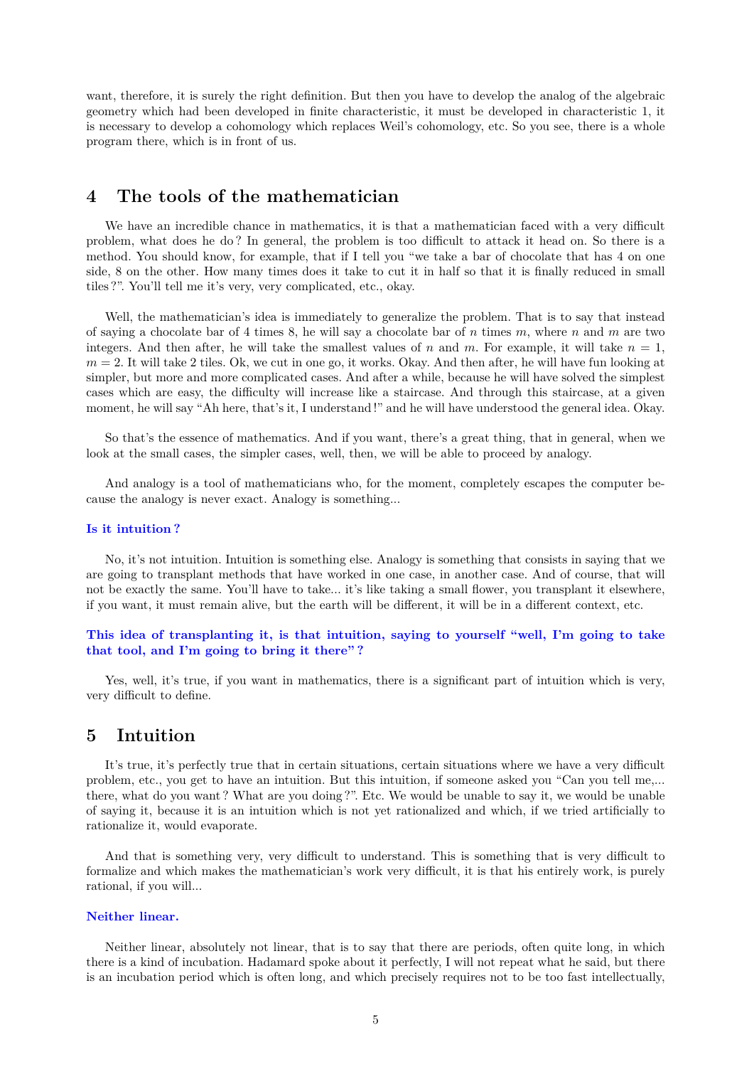want, therefore, it is surely the right definition. But then you have to develop the analog of the algebraic geometry which had been developed in finite characteristic, it must be developed in characteristic 1, it is necessary to develop a cohomology which replaces Weil's cohomology, etc. So you see, there is a whole program there, which is in front of us.

## 4 The tools of the mathematician

We have an incredible chance in mathematics, it is that a mathematician faced with a very difficult problem, what does he do ? In general, the problem is too difficult to attack it head on. So there is a method. You should know, for example, that if I tell you "we take a bar of chocolate that has 4 on one side, 8 on the other. How many times does it take to cut it in half so that it is finally reduced in small tiles ?". You'll tell me it's very, very complicated, etc., okay.

Well, the mathematician's idea is immediately to generalize the problem. That is to say that instead of saying a chocolate bar of 4 times 8, he will say a chocolate bar of $n$ times $m$, where $n$ and $m$ are two integers. And then after, he will take the smallest values of $n$ and $m$. For example, it will take $n = 1$, $m = 2$. It will take 2 tiles. Ok, we cut in one go, it works. Okay. And then after, he will have fun looking at simpler, but more and more complicated cases. And after a while, because he will have solved the simplest cases which are easy, the difficulty will increase like a staircase. And through this staircase, at a given moment, he will say "Ah here, that's it, I understand !" and he will have understood the general idea. Okay.

So that's the essence of mathematics. And if you want, there's a great thing, that in general, when we look at the small cases, the simpler cases, well, then, we will be able to proceed by analogy.

And analogy is a tool of mathematicians who, for the moment, completely escapes the computer because the analogy is never exact. Analogy is something...

**Is it intuition ?**

No, it's not intuition. Intuition is something else. Analogy is something that consists in saying that we are going to transplant methods that have worked in one case, in another case. And of course, that will not be exactly the same. You'll have to take... it's like taking a small flower, you transplant it elsewhere, if you want, it must remain alive, but the earth will be different, it will be in a different context, etc.

**This idea of transplanting it, is that intuition, saying to yourself "well, I'm going to take that tool, and I'm going to bring it there" ?**

Yes, well, it's true, if you want in mathematics, there is a significant part of intuition which is very, very difficult to define.

## 5 Intuition

It's true, it's perfectly true that in certain situations, certain situations where we have a very difficult problem, etc., you get to have an intuition. But this intuition, if someone asked you "Can you tell me,... there, what do you want ? What are you doing ?". Etc. We would be unable to say it, we would be unable of saying it, because it is an intuition which is not yet rationalized and which, if we tried artificially to rationalize it, would evaporate.

And that is something very, very difficult to understand. This is something that is very difficult to formalize and which makes the mathematician's work very difficult, it is that his entirely work, is purely rational, if you will...

**Neither linear.**

Neither linear, absolutely not linear, that is to say that there are periods, often quite long, in which there is a kind of incubation. Hadamard spoke about it perfectly, I will not repeat what he said, but there is an incubation period which is often long, and which precisely requires not to be too fast intellectually,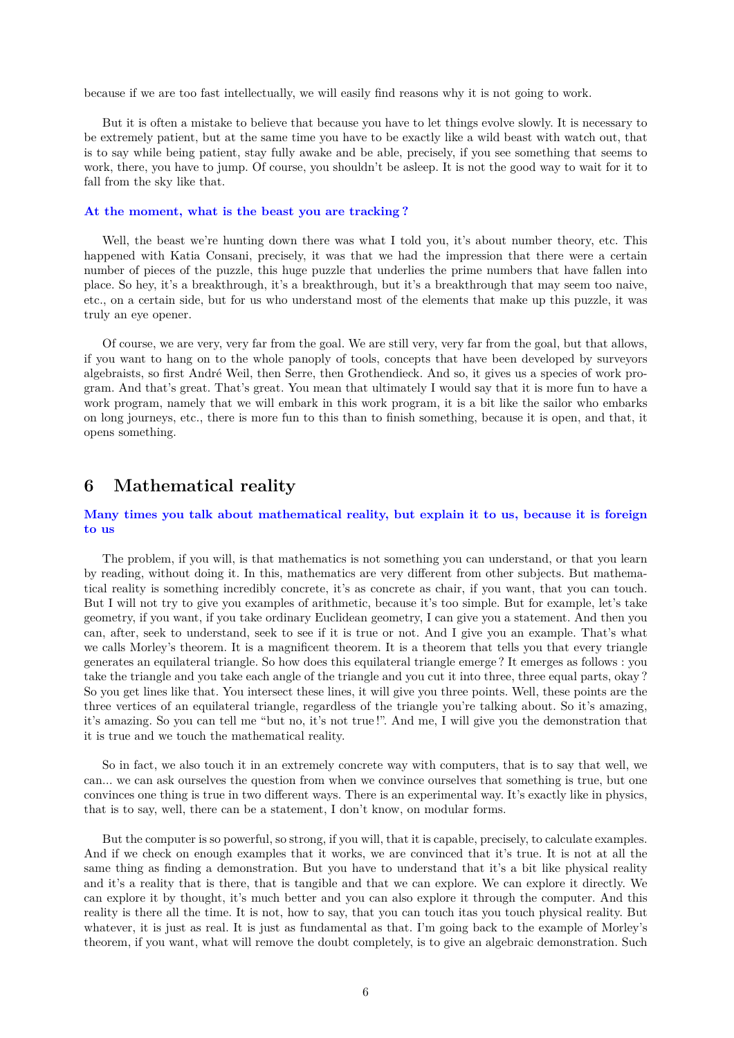because if we are too fast intellectually, we will easily find reasons why it is not going to work.

But it is often a mistake to believe that because you have to let things evolve slowly. It is necessary to be extremely patient, but at the same time you have to be exactly like a wild beast with watch out, that is to say while being patient, stay fully awake and be able, precisely, if you see something that seems to work, there, you have to jump. Of course, you shouldn't be asleep. It is not the good way to wait for it to fall from the sky like that.

**At the moment, what is the beast you are tracking ?**

Well, the beast we're hunting down there was what I told you, it's about number theory, etc. This happened with Katia Consani, precisely, it was that we had the impression that there were a certain number of pieces of the puzzle, this huge puzzle that underlies the prime numbers that have fallen into place. So hey, it's a breakthrough, it's a breakthrough, but it's a breakthrough that may seem too naive, etc., on a certain side, but for us who understand most of the elements that make up this puzzle, it was truly an eye opener.

Of course, we are very, very far from the goal. We are still very, very far from the goal, but that allows, if you want to hang on to the whole panoply of tools, concepts that have been developed by surveyors algebraists, so first André Weil, then Serre, then Grothendieck. And so, it gives us a species of work program. And that's great. That's great. You mean that ultimately I would say that it is more fun to have a work program, namely that we will embark in this work program, it is a bit like the sailor who embarks on long journeys, etc., there is more fun to this than to finish something, because it is open, and that, it opens something.

## 6 Mathematical reality

**Many times you talk about mathematical reality, but explain it to us, because it is foreign to us**

The problem, if you will, is that mathematics is not something you can understand, or that you learn by reading, without doing it. In this, mathematics are very different from other subjects. But mathematical reality is something incredibly concrete, it's as concrete as chair, if you want, that you can touch. But I will not try to give you examples of arithmetic, because it's too simple. But for example, let's take geometry, if you want, if you take ordinary Euclidean geometry, I can give you a statement. And then you can, after, seek to understand, seek to see if it is true or not. And I give you an example. That's what we calls Morley's theorem. It is a magnificent theorem. It is a theorem that tells you that every triangle generates an equilateral triangle. So how does this equilateral triangle emerge ? It emerges as follows : you take the triangle and you take each angle of the triangle and you cut it into three, three equal parts, okay ? So you get lines like that. You intersect these lines, it will give you three points. Well, these points are the three vertices of an equilateral triangle, regardless of the triangle you're talking about. So it's amazing, it's amazing. So you can tell me "but no, it's not true !". And me, I will give you the demonstration that it is true and we touch the mathematical reality.

So in fact, we also touch it in an extremely concrete way with computers, that is to say that well, we can... we can ask ourselves the question from when we convince ourselves that something is true, but one convinces one thing is true in two different ways. There is an experimental way. It's exactly like in physics, that is to say, well, there can be a statement, I don't know, on modular forms.

But the computer is so powerful, so strong, if you will, that it is capable, precisely, to calculate examples. And if we check on enough examples that it works, we are convinced that it's true. It is not at all the same thing as finding a demonstration. But you have to understand that it's a bit like physical reality and it's a reality that is there, that is tangible and that we can explore. We can explore it directly. We can explore it by thought, it's much better and you can also explore it through the computer. And this reality is there all the time. It is not, how to say, that you can touch itas you touch physical reality. But whatever, it is just as real. It is just as fundamental as that. I'm going back to the example of Morley's theorem, if you want, what will remove the doubt completely, is to give an algebraic demonstration. Such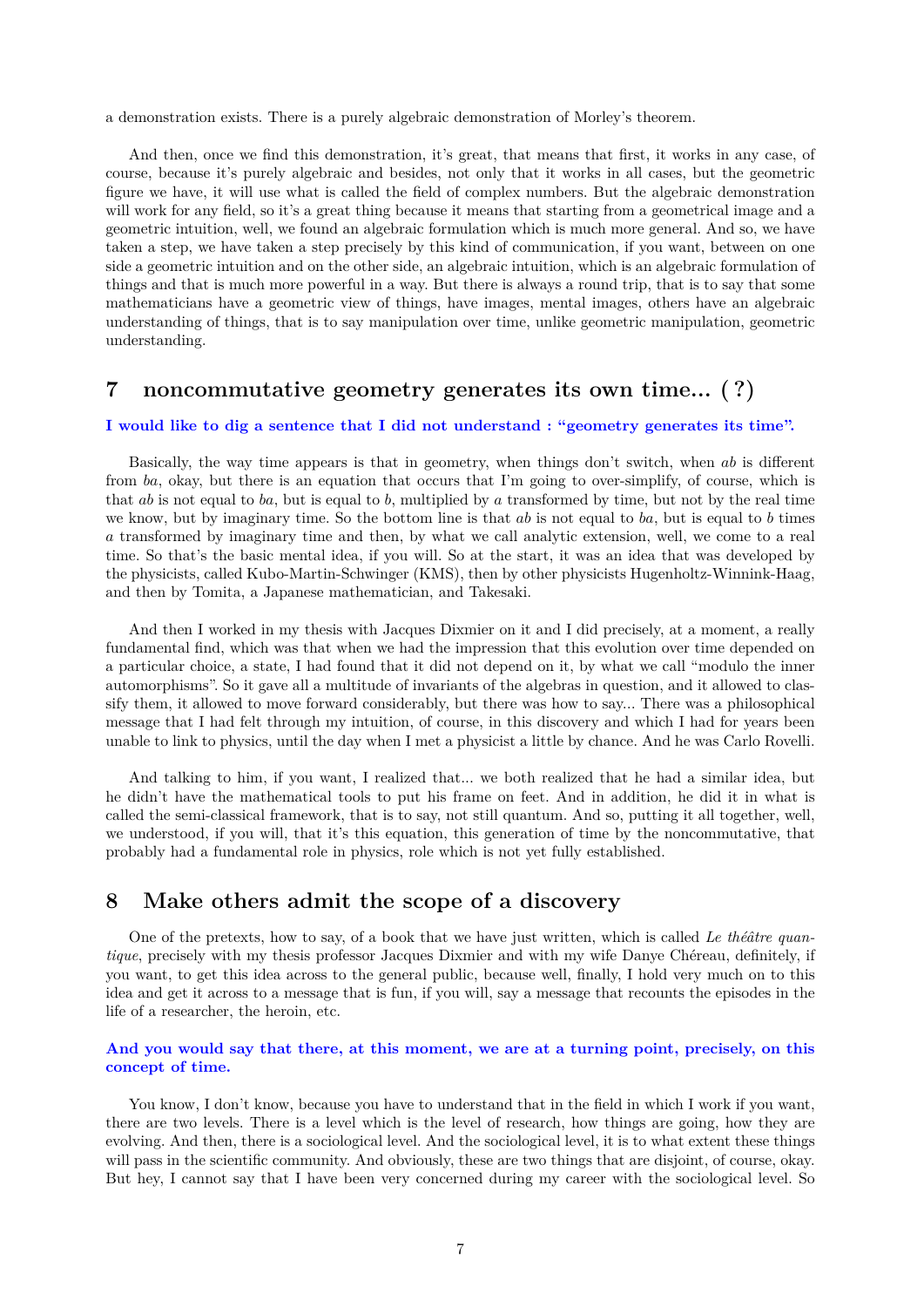a demonstration exists. There is a purely algebraic demonstration of Morley's theorem.

And then, once we find this demonstration, it's great, that means that first, it works in any case, of course, because it's purely algebraic and besides, not only that it works in all cases, but the geometric figure we have, it will use what is called the field of complex numbers. But the algebraic demonstration will work for any field, so it's a great thing because it means that starting from a geometrical image and a geometric intuition, well, we found an algebraic formulation which is much more general. And so, we have taken a step, we have taken a step precisely by this kind of communication, if you want, between on one side a geometric intuition and on the other side, an algebraic intuition, which is an algebraic formulation of things and that is much more powerful in a way. But there is always a round trip, that is to say that some mathematicians have a geometric view of things, have images, mental images, others have an algebraic understanding of things, that is to say manipulation over time, unlike geometric manipulation, geometric understanding.

## 7 noncommutative geometry generates its own time... ( ?)

**I would like to dig a sentence that I did not understand : "geometry generates its time".**

Basically, the way time appears is that in geometry, when things don't switch, when $ab$ is different from $ba$, okay, but there is an equation that occurs that I'm going to over-simplify, of course, which is that $ab$ is not equal to $ba$, but is equal to $b$, multiplied by $a$ transformed by time, but not by the real time we know, but by imaginary time. So the bottom line is that $ab$ is not equal to $ba$, but is equal to $b$ times $a$ transformed by imaginary time and then, by what we call analytic extension, well, we come to a real time. So that's the basic mental idea, if you will. So at the start, it was an idea that was developed by the physicists, called Kubo-Martin-Schwinger (KMS), then by other physicists Hugenholtz-Winnink-Haag, and then by Tomita, a Japanese mathematician, and Takesaki.

And then I worked in my thesis with Jacques Dixmier on it and I did precisely, at a moment, a really fundamental find, which was that when we had the impression that this evolution over time depended on a particular choice, a state, I had found that it did not depend on it, by what we call "modulo the inner automorphisms". So it gave all a multitude of invariants of the algebras in question, and it allowed to classify them, it allowed to move forward considerably, but there was how to say... There was a philosophical message that I had felt through my intuition, of course, in this discovery and which I had for years been unable to link to physics, until the day when I met a physicist a little by chance. And he was Carlo Rovelli.

And talking to him, if you want, I realized that... we both realized that he had a similar idea, but he didn't have the mathematical tools to put his frame on feet. And in addition, he did it in what is called the semi-classical framework, that is to say, not still quantum. And so, putting it all together, well, we understood, if you will, that it's this equation, this generation of time by the noncommutative, that probably had a fundamental role in physics, role which is not yet fully established.

## 8 Make others admit the scope of a discovery

One of the pretexts, how to say, of a book that we have just written, which is called *Le théâtre quantique*, precisely with my thesis professor Jacques Dixmier and with my wife Danye Chéreau, definitely, if you want, to get this idea across to the general public, because well, finally, I hold very much on to this idea and get it across to a message that is fun, if you will, say a message that recounts the episodes in the life of a researcher, the heroin, etc.

**And you would say that there, at this moment, we are at a turning point, precisely, on this concept of time.**

You know, I don't know, because you have to understand that in the field in which I work if you want, there are two levels. There is a level which is the level of research, how things are going, how they are evolving. And then, there is a sociological level. And the sociological level, it is to what extent these things will pass in the scientific community. And obviously, these are two things that are disjoint, of course, okay. But hey, I cannot say that I have been very concerned during my career with the sociological level. So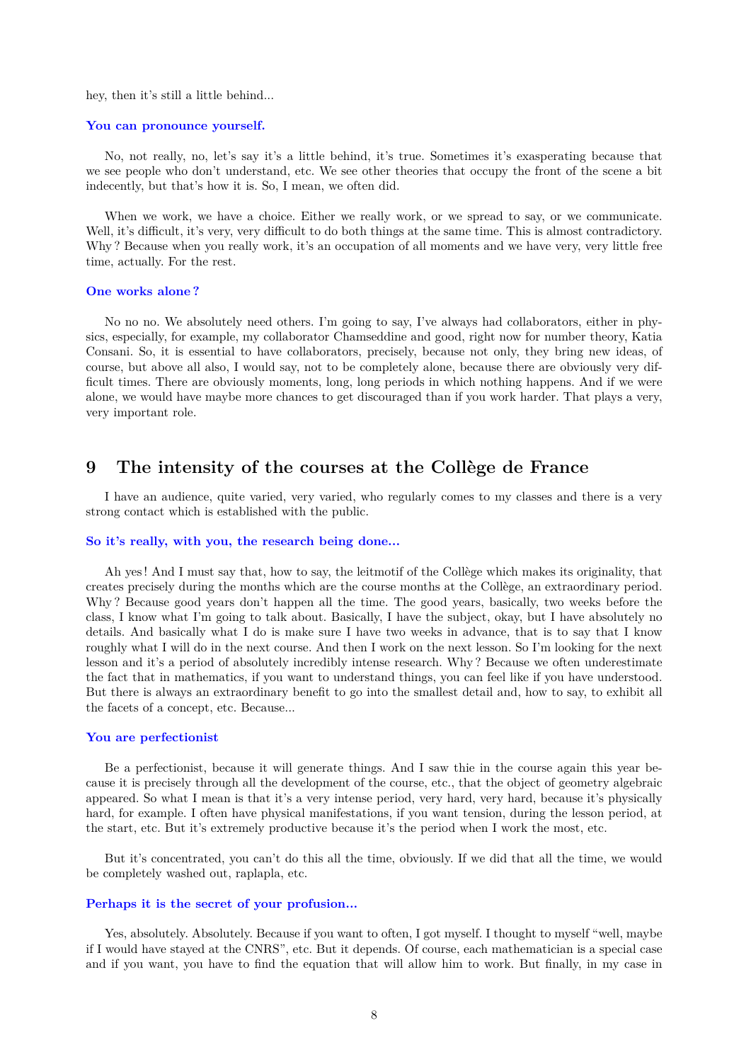hey, then it's still a little behind...

**You can pronounce yourself.**

No, not really, no, let's say it's a little behind, it's true. Sometimes it's exasperating because that we see people who don't understand, etc. We see other theories that occupy the front of the scene a bit indecently, but that's how it is. So, I mean, we often did.

When we work, we have a choice. Either we really work, or we spread to say, or we communicate. Well, it's difficult, it's very, very difficult to do both things at the same time. This is almost contradictory. Why ? Because when you really work, it's an occupation of all moments and we have very, very little free time, actually. For the rest.

**One works alone ?**

No no no. We absolutely need others. I'm going to say, I've always had collaborators, either in physics, especially, for example, my collaborator Chamseddine and good, right now for number theory, Katia Consani. So, it is essential to have collaborators, precisely, because not only, they bring new ideas, of course, but above all also, I would say, not to be completely alone, because there are obviously very difficult times. There are obviously moments, long, long periods in which nothing happens. And if we were alone, we would have maybe more chances to get discouraged than if you work harder. That plays a very, very important role.

## 9 The intensity of the courses at the Collège de France

I have an audience, quite varied, very varied, who regularly comes to my classes and there is a very strong contact which is established with the public.

**So it's really, with you, the research being done...**

Ah yes ! And I must say that, how to say, the leitmotif of the Collège which makes its originality, that creates precisely during the months which are the course months at the Collège, an extraordinary period. Why ? Because good years don't happen all the time. The good years, basically, two weeks before the class, I know what I'm going to talk about. Basically, I have the subject, okay, but I have absolutely no details. And basically what I do is make sure I have two weeks in advance, that is to say that I know roughly what I will do in the next course. And then I work on the next lesson. So I'm looking for the next lesson and it's a period of absolutely incredibly intense research. Why ? Because we often underestimate the fact that in mathematics, if you want to understand things, you can feel like if you have understood. But there is always an extraordinary benefit to go into the smallest detail and, how to say, to exhibit all the facets of a concept, etc. Because...

**You are perfectionist**

Be a perfectionist, because it will generate things. And I saw thie in the course again this year because it is precisely through all the development of the course, etc., that the object of geometry algebraic appeared. So what I mean is that it's a very intense period, very hard, very hard, because it's physically hard, for example. I often have physical manifestations, if you want tension, during the lesson period, at the start, etc. But it's extremely productive because it's the period when I work the most, etc.

But it's concentrated, you can't do this all the time, obviously. If we did that all the time, we would be completely washed out, raplapla, etc.

**Perhaps it is the secret of your profusion...**

Yes, absolutely. Absolutely. Because if you want to often, I got myself. I thought to myself "well, maybe if I would have stayed at the CNRS", etc. But it depends. Of course, each mathematician is a special case and if you want, you have to find the equation that will allow him to work. But finally, in my case in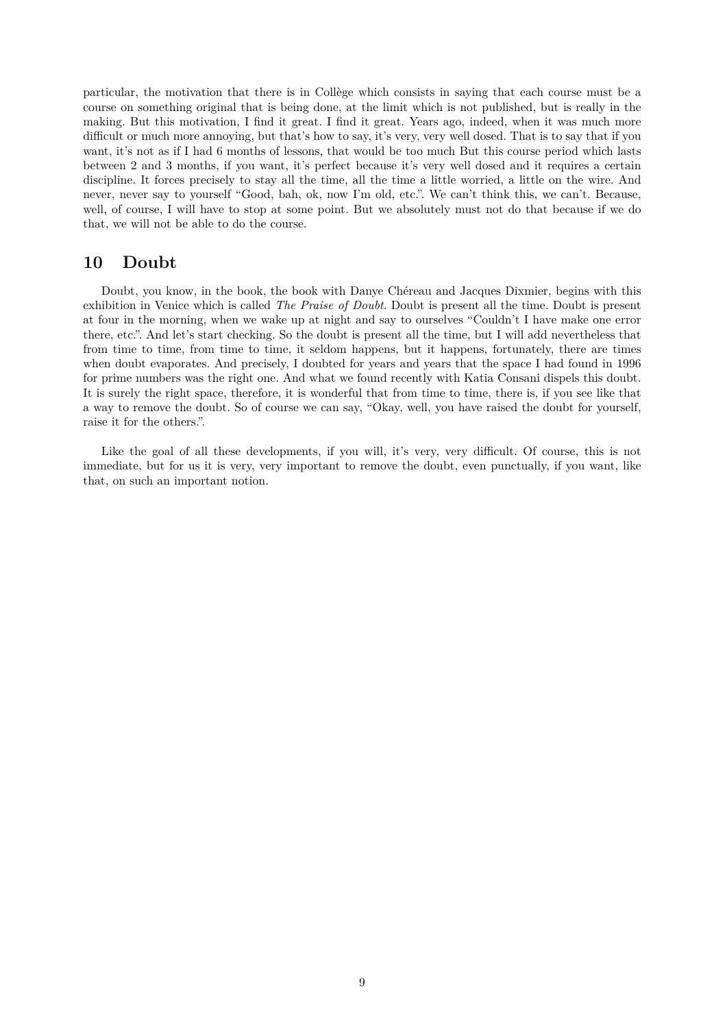particular, the motivation that there is in Collège which consists in saying that each course must be a course on something original that is being done, at the limit which is not published, but is really in the making. But this motivation, I find it great. I find it great. Years ago, indeed, when it was much more difficult or much more annoying, but that's how to say, it's very, very well dosed. That is to say that if you want, it's not as if I had 6 months of lessons, that would be too much But this course period which lasts between 2 and 3 months, if you want, it's perfect because it's very well dosed and it requires a certain discipline. It forces precisely to stay all the time, all the time a little worried, a little on the wire. And never, never say to yourself "Good, bah, ok, now I'm old, etc.". We can't think this, we can't. Because, well, of course, I will have to stop at some point. But we absolutely must not do that because if we do that, we will not be able to do the course.

## 10 Doubt

Doubt, you know, in the book, the book with Danye Chéreau and Jacques Dixmier, begins with this exhibition in Venice which is called *The Praise of Doubt*. Doubt is present all the time. Doubt is present at four in the morning, when we wake up at night and say to ourselves "Couldn't I have make one error there, etc.". And let's start checking. So the doubt is present all the time, but I will add nevertheless that from time to time, from time to time, it seldom happens, but it happens, fortunately, there are times when doubt evaporates. And precisely, I doubted for years and years that the space I had found in 1996 for prime numbers was the right one. And what we found recently with Katia Consani dispels this doubt. It is surely the right space, therefore, it is wonderful that from time to time, there is, if you see like that a way to remove the doubt. So of course we can say, "Okay, well, you have raised the doubt for yourself, raise it for the others.".

Like the goal of all these developments, if you will, it's very, very difficult. Of course, this is not immediate, but for us it is very, very important to remove the doubt, even punctually, if you want, like that, on such an important notion.